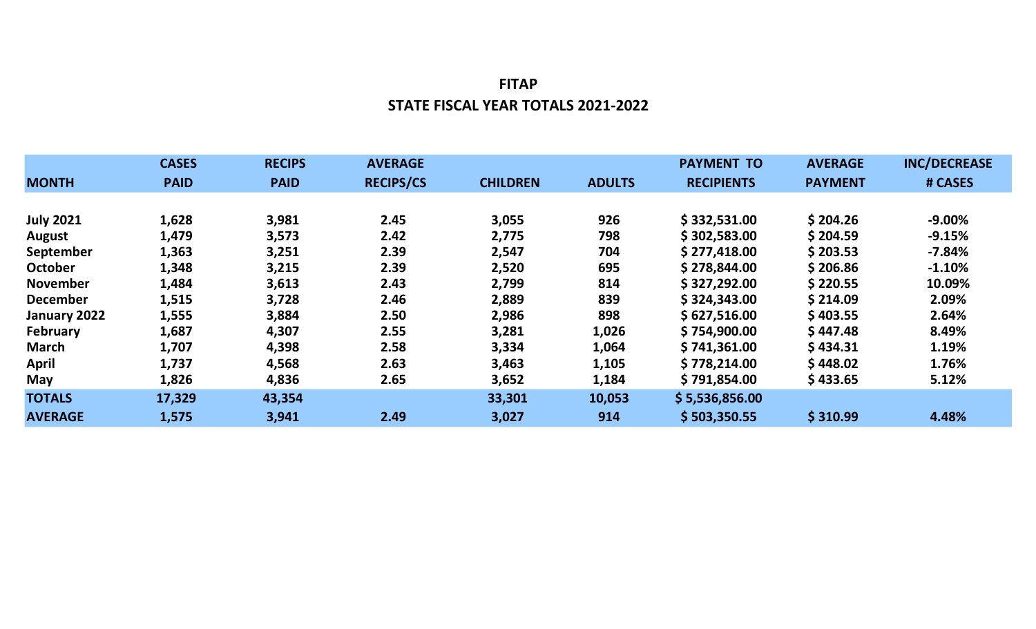# FITAP

## STATE FISCAL YEAR TOTALS 2021-2022

| MONTH | CASES PAID | RECIPS PAID | AVERAGE RECIPS/CS | CHILDREN | ADULTS | PAYMENT TO RECIPIENTS | AVERAGE PAYMENT | INC/DECREASE # CASES |
|---|---|---|---|---|---|---|---|---|
| July 2021 | 1,628 | 3,981 | 2.45 | 3,055 | 926 | $ 332,531.00 | $ 204.26 | -9.00% |
| August | 1,479 | 3,573 | 2.42 | 2,775 | 798 | $ 302,583.00 | $ 204.59 | -9.15% |
| September | 1,363 | 3,251 | 2.39 | 2,547 | 704 | $ 277,418.00 | $ 203.53 | -7.84% |
| October | 1,348 | 3,215 | 2.39 | 2,520 | 695 | $ 278,844.00 | $ 206.86 | -1.10% |
| November | 1,484 | 3,613 | 2.43 | 2,799 | 814 | $ 327,292.00 | $ 220.55 | 10.09% |
| December | 1,515 | 3,728 | 2.46 | 2,889 | 839 | $ 324,343.00 | $ 214.09 | 2.09% |
| January 2022 | 1,555 | 3,884 | 2.50 | 2,986 | 898 | $ 627,516.00 | $ 403.55 | 2.64% |
| February | 1,687 | 4,307 | 2.55 | 3,281 | 1,026 | $ 754,900.00 | $ 447.48 | 8.49% |
| March | 1,707 | 4,398 | 2.58 | 3,334 | 1,064 | $ 741,361.00 | $ 434.31 | 1.19% |
| April | 1,737 | 4,568 | 2.63 | 3,463 | 1,105 | $ 778,214.00 | $ 448.02 | 1.76% |
| May | 1,826 | 4,836 | 2.65 | 3,652 | 1,184 | $ 791,854.00 | $ 433.65 | 5.12% |
| **TOTALS** | **17,329** | **43,354** | | **33,301** | **10,053** | **$ 5,536,856.00** | | |
| **AVERAGE** | **1,575** | **3,941** | **2.49** | **3,027** | **914** | **$ 503,350.55** | **$ 310.99** | **4.48%** |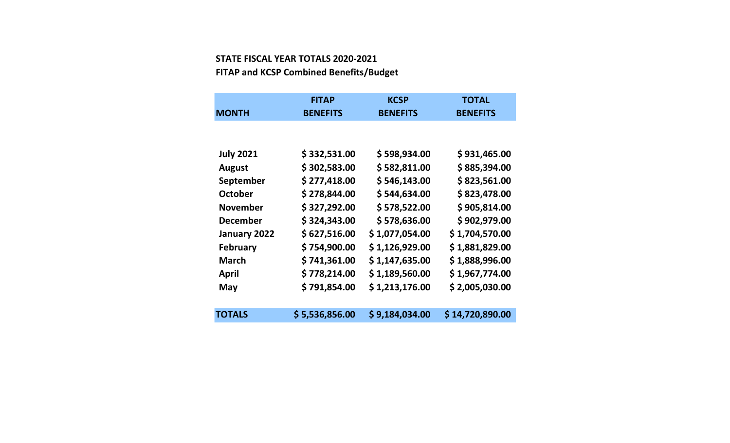**STATE FISCAL YEAR TOTALS 2020-2021**
**FITAP and KCSP Combined Benefits/Budget**

| MONTH | FITAP BENEFITS | KCSP BENEFITS | TOTAL BENEFITS |
|---|---|---|---|
| July 2021 | $ 332,531.00 | $ 598,934.00 | $ 931,465.00 |
| August | $ 302,583.00 | $ 582,811.00 | $ 885,394.00 |
| September | $ 277,418.00 | $ 546,143.00 | $ 823,561.00 |
| October | $ 278,844.00 | $ 544,634.00 | $ 823,478.00 |
| November | $ 327,292.00 | $ 578,522.00 | $ 905,814.00 |
| December | $ 324,343.00 | $ 578,636.00 | $ 902,979.00 |
| January 2022 | $ 627,516.00 | $ 1,077,054.00 | $ 1,704,570.00 |
| February | $ 754,900.00 | $ 1,126,929.00 | $ 1,881,829.00 |
| March | $ 741,361.00 | $ 1,147,635.00 | $ 1,888,996.00 |
| April | $ 778,214.00 | $ 1,189,560.00 | $ 1,967,774.00 |
| May | $ 791,854.00 | $ 1,213,176.00 | $ 2,005,030.00 |
| **TOTALS** | **$ 5,536,856.00** | **$ 9,184,034.00** | **$ 14,720,890.00** |